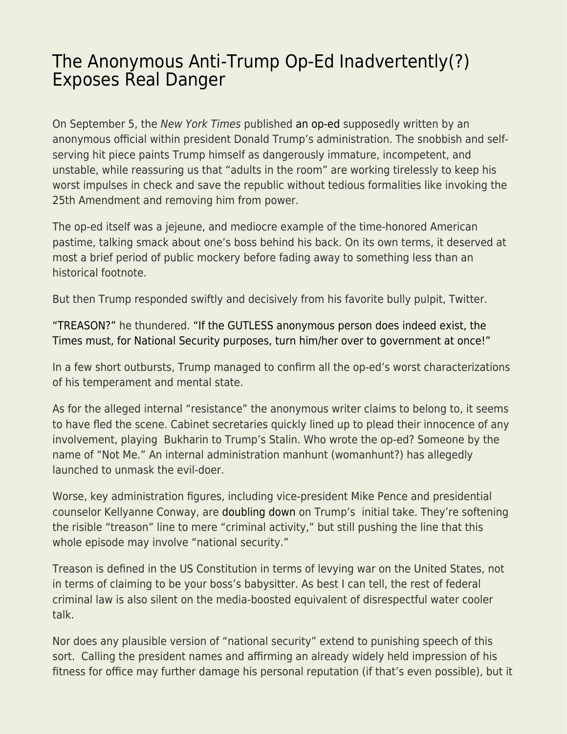# The Anonymous Anti-Trump Op-Ed Inadvertently(?) Exposes Real Danger

On September 5, the *New York Times* published an op-ed supposedly written by an anonymous official within president Donald Trump's administration. The snobbish and self-serving hit piece paints Trump himself as dangerously immature, incompetent, and unstable, while reassuring us that "adults in the room" are working tirelessly to keep his worst impulses in check and save the republic without tedious formalities like invoking the 25th Amendment and removing him from power.

The op-ed itself was a jejeune, and mediocre example of the time-honored American pastime, talking smack about one's boss behind his back. On its own terms, it deserved at most a brief period of public mockery before fading away to something less than an historical footnote.

But then Trump responded swiftly and decisively from his favorite bully pulpit, Twitter.

"TREASON?" he thundered. "If the GUTLESS anonymous person does indeed exist, the Times must, for National Security purposes, turn him/her over to government at once!"

In a few short outbursts, Trump managed to confirm all the op-ed's worst characterizations of his temperament and mental state.

As for the alleged internal "resistance" the anonymous writer claims to belong to, it seems to have fled the scene. Cabinet secretaries quickly lined up to plead their innocence of any involvement, playing Bukharin to Trump's Stalin. Who wrote the op-ed? Someone by the name of "Not Me." An internal administration manhunt (womanhunt?) has allegedly launched to unmask the evil-doer.

Worse, key administration figures, including vice-president Mike Pence and presidential counselor Kellyanne Conway, are doubling down on Trump's initial take. They're softening the risible "treason" line to mere "criminal activity," but still pushing the line that this whole episode may involve "national security."

Treason is defined in the US Constitution in terms of levying war on the United States, not in terms of claiming to be your boss's babysitter. As best I can tell, the rest of federal criminal law is also silent on the media-boosted equivalent of disrespectful water cooler talk.

Nor does any plausible version of "national security" extend to punishing speech of this sort. Calling the president names and affirming an already widely held impression of his fitness for office may further damage his personal reputation (if that's even possible), but it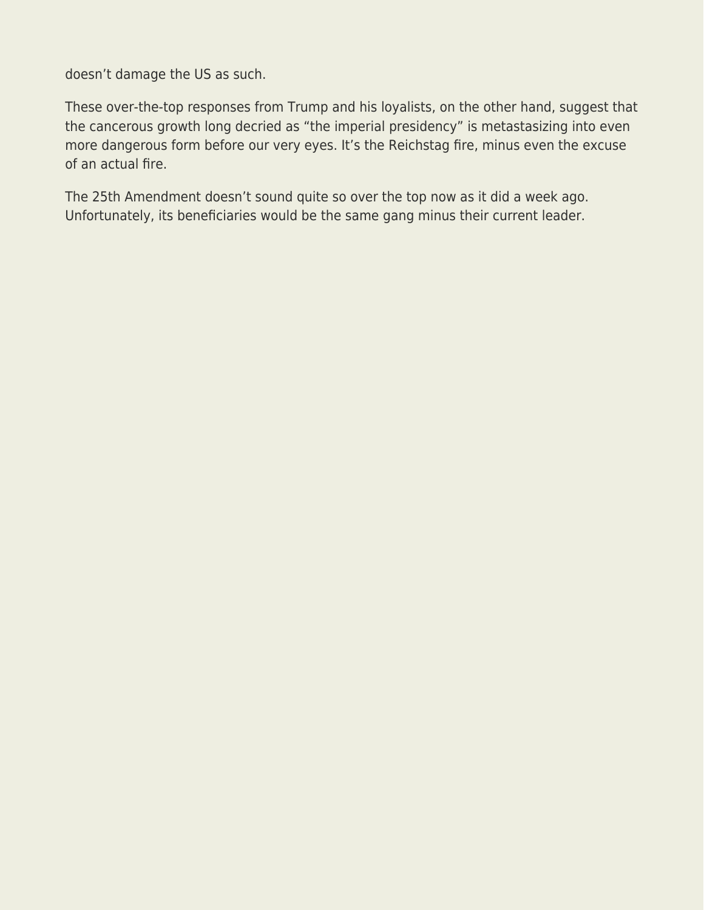doesn’t damage the US as such.

These over-the-top responses from Trump and his loyalists, on the other hand, suggest that the cancerous growth long decried as “the imperial presidency” is metastasizing into even more dangerous form before our very eyes. It’s the Reichstag fire, minus even the excuse of an actual fire.

The 25th Amendment doesn’t sound quite so over the top now as it did a week ago. Unfortunately, its beneficiaries would be the same gang minus their current leader.